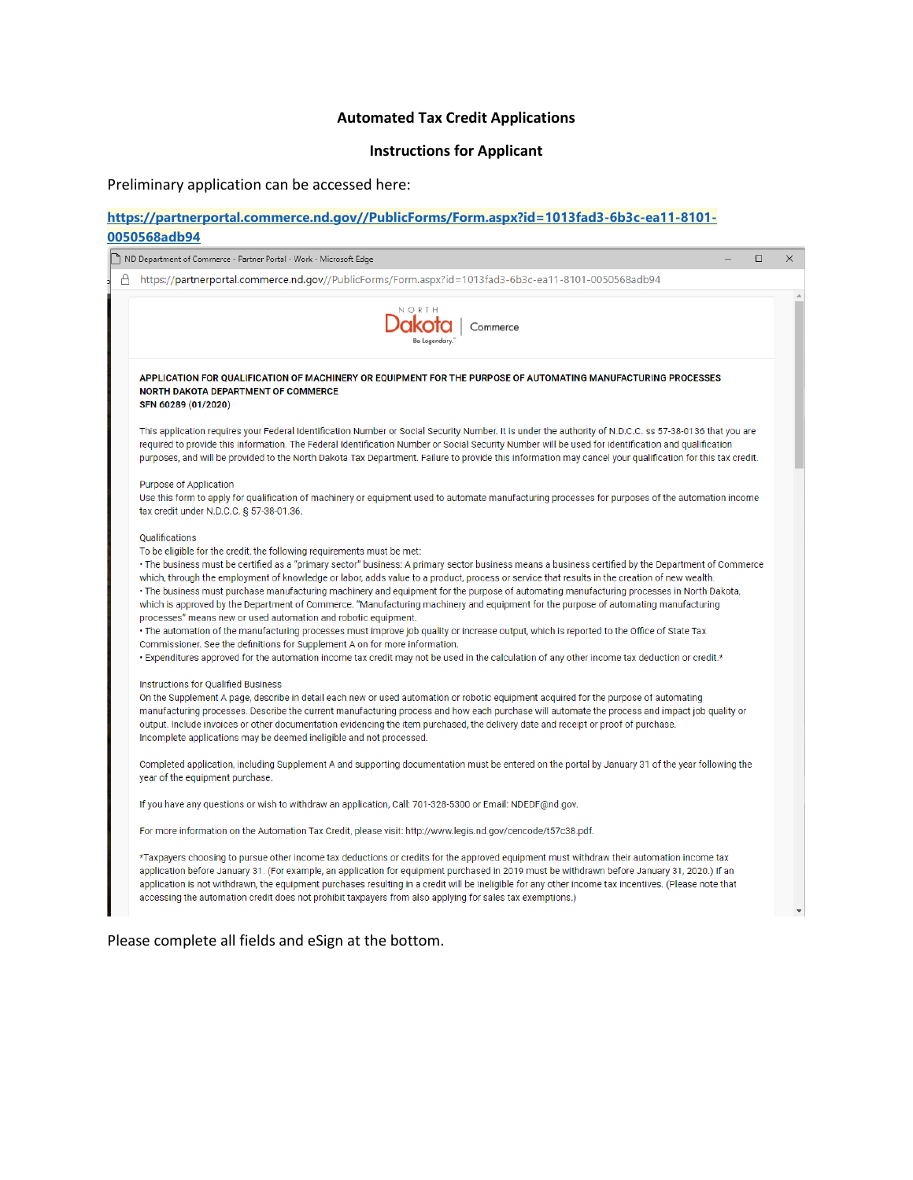**Automated Tax Credit Applications**

**Instructions for Applicant**

Preliminary application can be accessed here:

**https://partnerportal.commerce.nd.gov//PublicForms/Form.aspx?id=1013fad3-6b3c-ea11-8101-0050568adb94**

ND Department of Commerce - Partner Portal - Work - Microsoft Edge

https://partnerportal.commerce.nd.gov//PublicForms/Form.aspx?id=1013fad3-6b3c-ea11-8101-0050568adb94

NORTH Dakota | Commerce
Be Legendary.

**APPLICATION FOR QUALIFICATION OF MACHINERY OR EQUIPMENT FOR THE PURPOSE OF AUTOMATING MANUFACTURING PROCESSES**
**NORTH DAKOTA DEPARTMENT OF COMMERCE**
**SFN 60289 (01/2020)**

This application requires your Federal Identification Number or Social Security Number. It is under the authority of N.D.C.C. ss 57-38-0136 that you are required to provide this information. The Federal Identification Number or Social Security Number will be used for identification and qualification purposes, and will be provided to the North Dakota Tax Department. Failure to provide this information may cancel your qualification for this tax credit.

Purpose of Application
Use this form to apply for qualification of machinery or equipment used to automate manufacturing processes for purposes of the automation income tax credit under N.D.C.C. § 57-38-01.36.

Qualifications
To be eligible for the credit, the following requirements must be met:
• The business must be certified as a "primary sector" business: A primary sector business means a business certified by the Department of Commerce which, through the employment of knowledge or labor, adds value to a product, process or service that results in the creation of new wealth.
• The business must purchase manufacturing machinery and equipment for the purpose of automating manufacturing processes in North Dakota, which is approved by the Department of Commerce. "Manufacturing machinery and equipment for the purpose of automating manufacturing processes" means new or used automation and robotic equipment.
• The automation of the manufacturing processes must improve job quality or increase output, which is reported to the Office of State Tax Commissioner. See the definitions for Supplement A on for more information.
• Expenditures approved for the automation income tax credit may not be used in the calculation of any other income tax deduction or credit.*

Instructions for Qualified Business
On the Supplement A page, describe in detail each new or used automation or robotic equipment acquired for the purpose of automating manufacturing processes. Describe the current manufacturing process and how each purchase will automate the process and impact job quality or output. Include invoices or other documentation evidencing the item purchased, the delivery date and receipt or proof of purchase.
Incomplete applications may be deemed ineligible and not processed.

Completed application, including Supplement A and supporting documentation must be entered on the portal by January 31 of the year following the year of the equipment purchase.

If you have any questions or wish to withdraw an application, Call: 701-328-5300 or Email: NDEDF@nd.gov.

For more information on the Automation Tax Credit, please visit: http://www.legis.nd.gov/cencode/t57c38.pdf.

*Taxpayers choosing to pursue other income tax deductions or credits for the approved equipment must withdraw their automation income tax application before January 31. (For example, an application for equipment purchased in 2019 must be withdrawn before January 31, 2020.) If an application is not withdrawn, the equipment purchases resulting in a credit will be ineligible for any other income tax incentives. (Please note that accessing the automation credit does not prohibit taxpayers from also applying for sales tax exemptions.)

Please complete all fields and eSign at the bottom.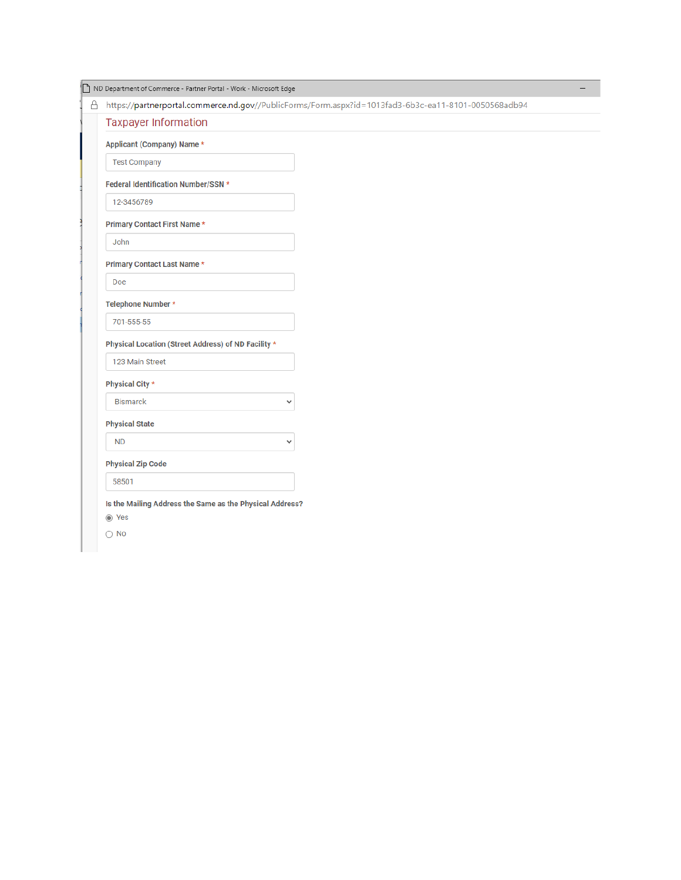ND Department of Commerce - Partner Portal - Work - Microsoft Edge

https://partnerportal.commerce.nd.gov//PublicForms/Form.aspx?id=1013fad3-6b3c-ea11-8101-0050568adb94

## Taxpayer Information

**Applicant (Company) Name** *

Test Company

**Federal Identification Number/SSN** *

12-3456789

**Primary Contact First Name** *

John

**Primary Contact Last Name** *

Doe

**Telephone Number** *

701-555-55

**Physical Location (Street Address) of ND Facility** *

123 Main Street

**Physical City** *

Bismarck

**Physical State**

ND

**Physical Zip Code**

58501

**Is the Mailing Address the Same as the Physical Address?**

- (•) Yes
- ( ) No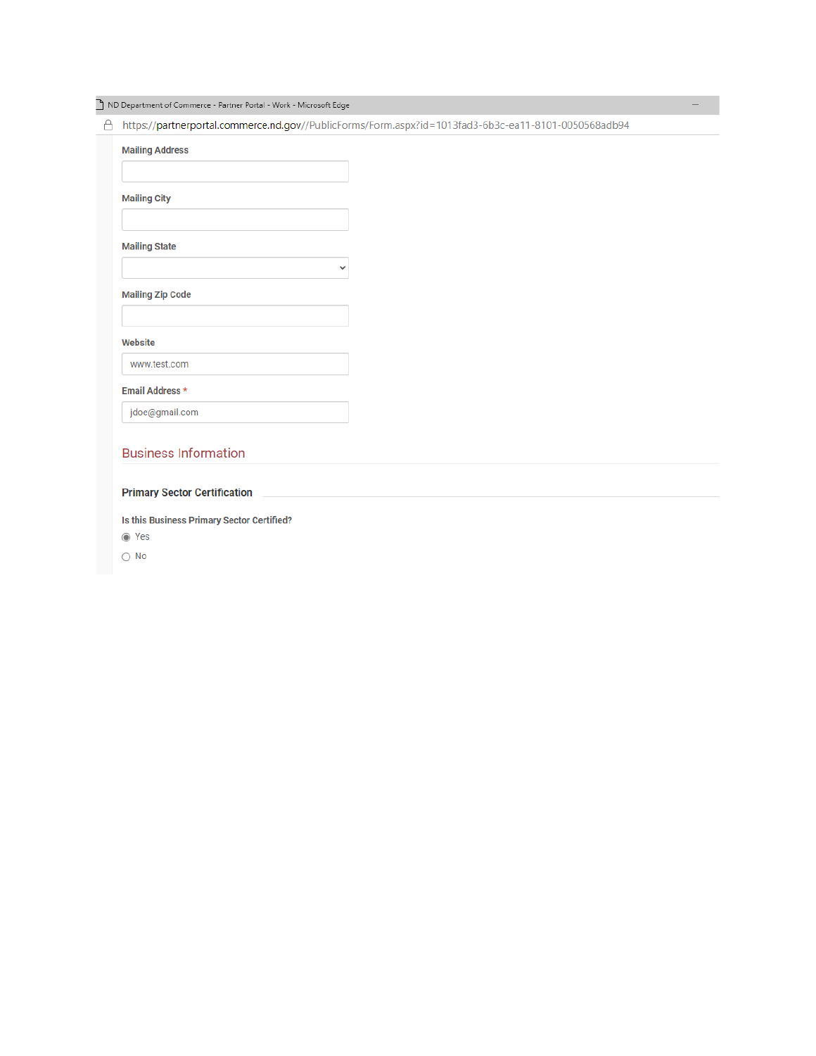ND Department of Commerce - Partner Portal - Work - Microsoft Edge

https://partnerportal.commerce.nd.gov//PublicForms/Form.aspx?id=1013fad3-6b3c-ea11-8101-0050568adb94

**Mailing Address**

**Mailing City**

**Mailing State**

**Mailing Zip Code**

**Website**

www.test.com

**Email Address** *

jdoe@gmail.com

## Business Information

### Primary Sector Certification

**Is this Business Primary Sector Certified?**

- (●) Yes
- ( ) No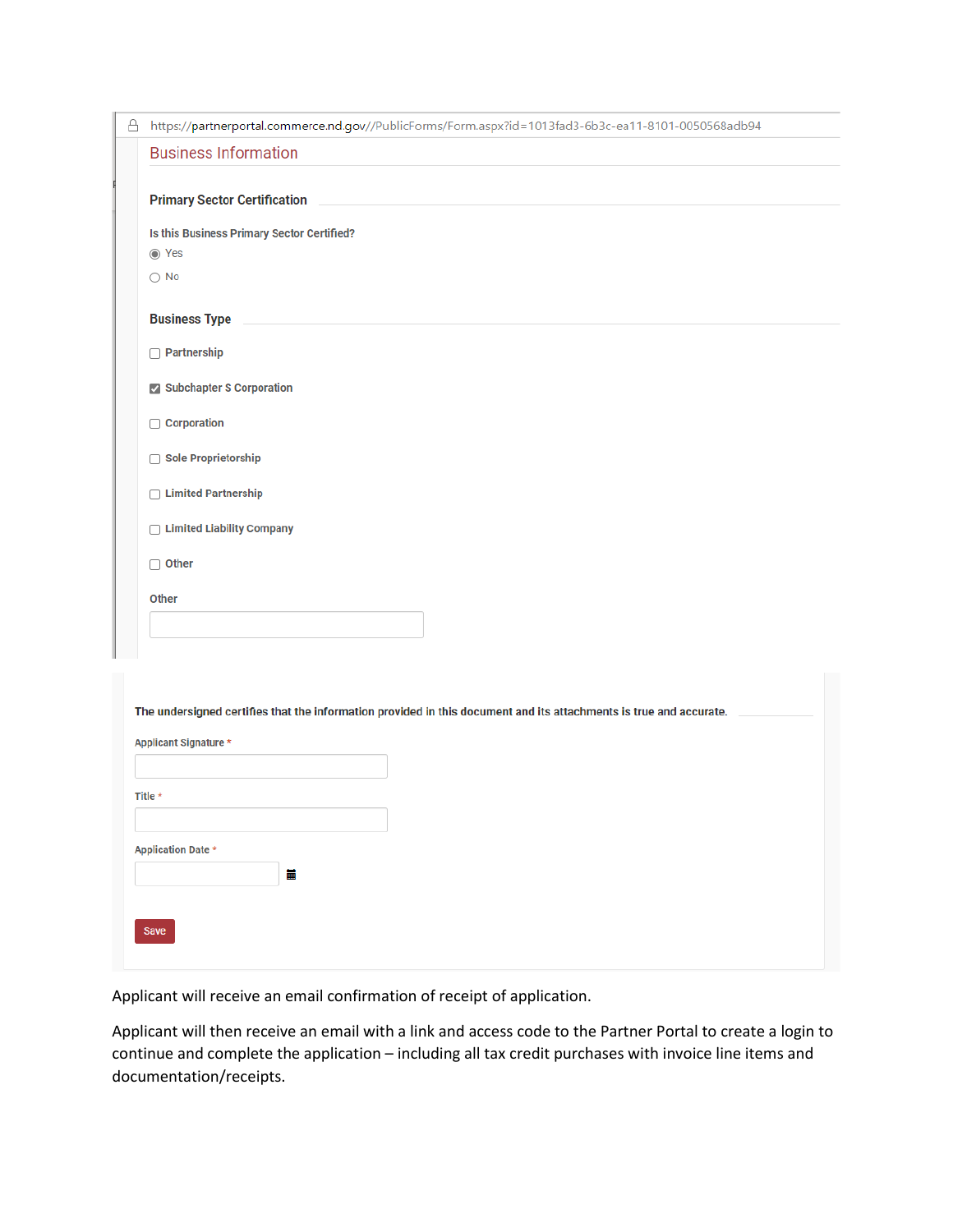https://partnerportal.commerce.nd.gov//PublicForms/Form.aspx?id=1013fad3-6b3c-ea11-8101-0050568adb94

## Business Information

### Primary Sector Certification

Is this Business Primary Sector Certified?

- (●) Yes
- ( ) No

### Business Type

- [ ] Partnership
- [x] Subchapter S Corporation
- [ ] Corporation
- [ ] Sole Proprietorship
- [ ] Limited Partnership
- [ ] Limited Liability Company
- [ ] Other

Other

**The undersigned certifies that the information provided in this document and its attachments is true and accurate.**

Applicant Signature *

Title *

Application Date *

Save

Applicant will receive an email confirmation of receipt of application.

Applicant will then receive an email with a link and access code to the Partner Portal to create a login to continue and complete the application – including all tax credit purchases with invoice line items and documentation/receipts.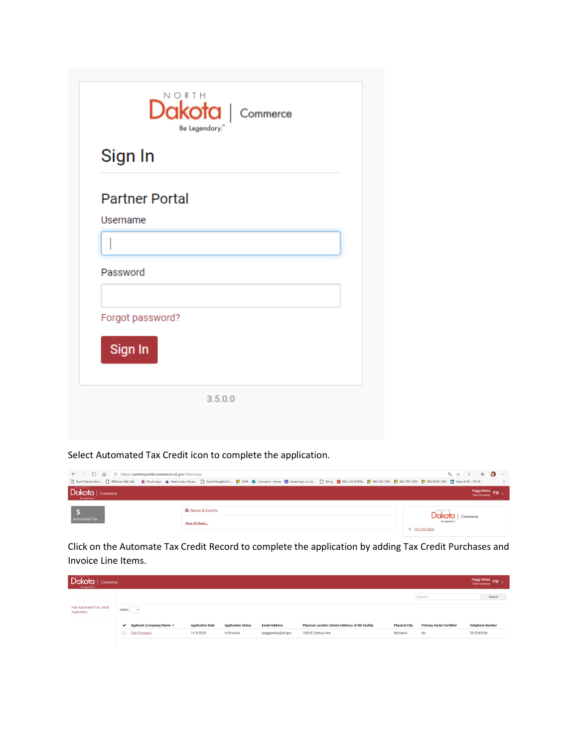Select Automated Tax Credit icon to complete the application.

Click on the Automate Tax Credit Record to complete the application by adding Tax Credit Purchases and Invoice Line Items.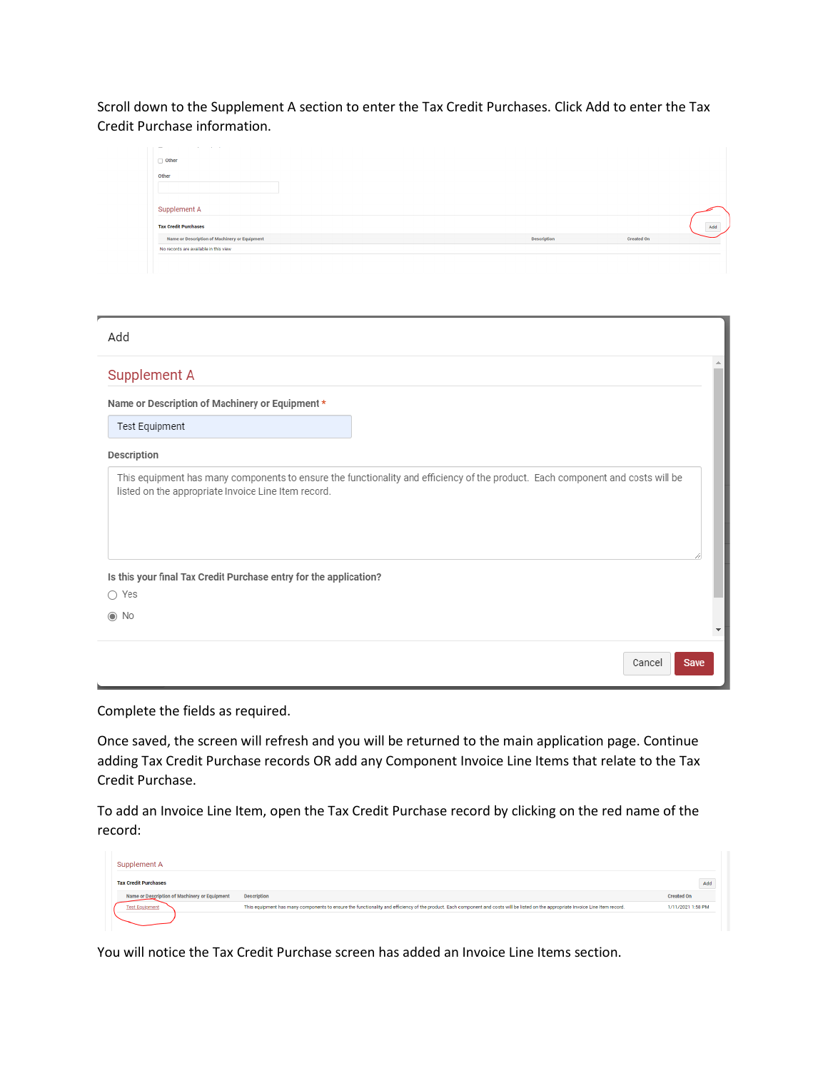Scroll down to the Supplement A section to enter the Tax Credit Purchases. Click Add to enter the Tax Credit Purchase information.

Other

Other

Supplement A

Tax Credit Purchases

Add

| Name or Description of Machinery or Equipment | Description | Created On |
| --- | --- | --- |
| No records are available in this view | | |

Add

Supplement A

Name or Description of Machinery or Equipment *

Test Equipment

Description

This equipment has many components to ensure the functionality and efficiency of the product. Each component and costs will be listed on the appropriate Invoice Line Item record.

Is this your final Tax Credit Purchase entry for the application?

- Yes
- No

Cancel Save

Complete the fields as required.

Once saved, the screen will refresh and you will be returned to the main application page. Continue adding Tax Credit Purchase records OR add any Component Invoice Line Items that relate to the Tax Credit Purchase.

To add an Invoice Line Item, open the Tax Credit Purchase record by clicking on the red name of the record:

Supplement A

Tax Credit Purchases

Add

| Name or Description of Machinery or Equipment | Description | Created On |
| --- | --- | --- |
| Test Equipment | This equipment has many components to ensure the functionality and efficiency of the product. Each component and costs will be listed on the appropriate Invoice Line Item record. | 1/11/2021 1:58 PM |

You will notice the Tax Credit Purchase screen has added an Invoice Line Items section.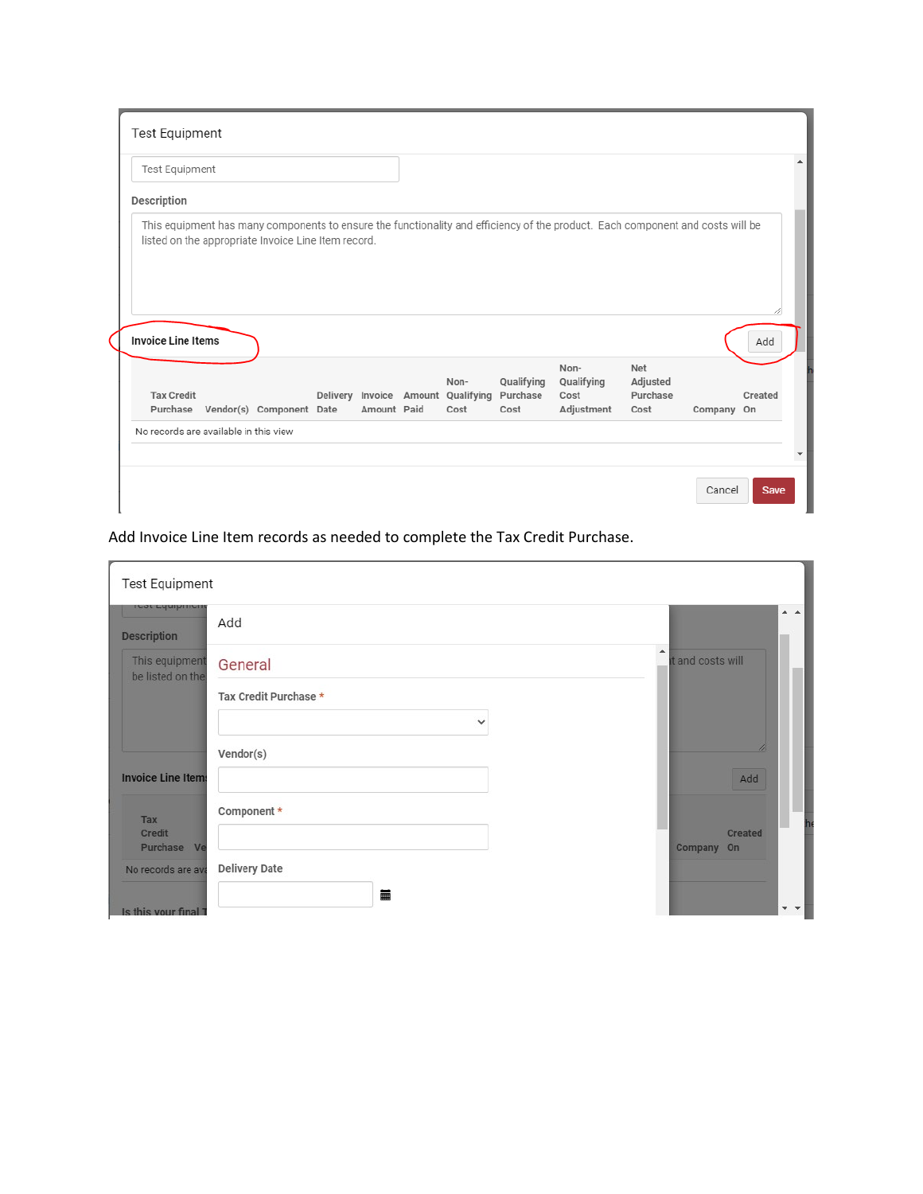Test Equipment

Test Equipment

**Description**

This equipment has many components to ensure the functionality and efficiency of the product. Each component and costs will be listed on the appropriate Invoice Line Item record.

**Invoice Line Items** Add

| Tax Credit Purchase | Vendor(s) | Component | Delivery Date | Invoice Amount | Amount Paid | Non-Qualifying Cost | Qualifying Purchase Cost | Non-Qualifying Cost Adjustment | Net Adjusted Purchase Cost | Company | Created On |
|---|---|---|---|---|---|---|---|---|---|---|---|
| No records are available in this view | | | | | | | | | | | |

Cancel Save

Add Invoice Line Item records as needed to complete the Tax Credit Purchase.

Test Equipment

Add

General

**Tax Credit Purchase** *

**Vendor(s)**

**Component** *

**Delivery Date**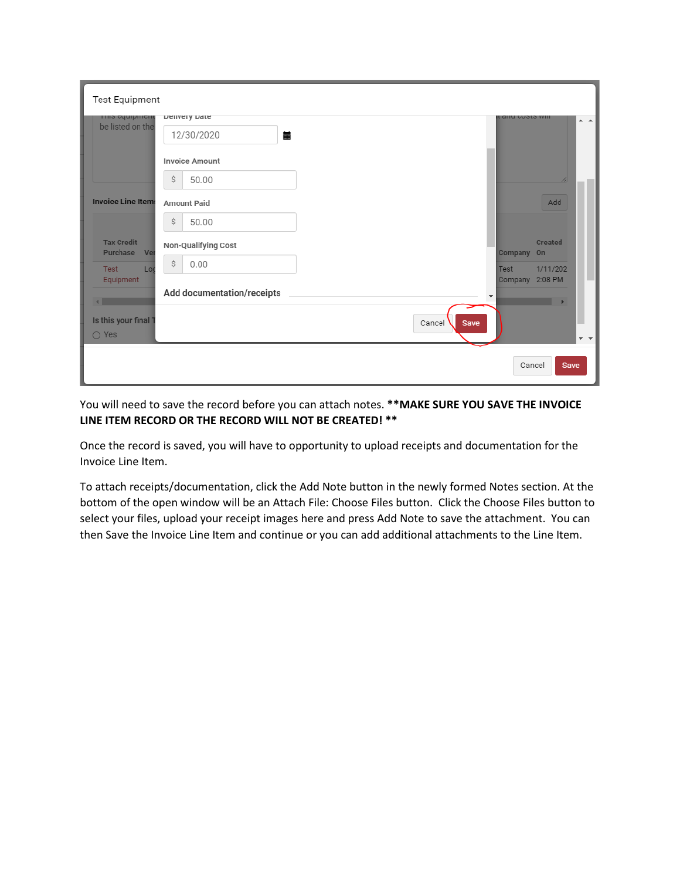You will need to save the record before you can attach notes. **\*\*MAKE SURE YOU SAVE THE INVOICE LINE ITEM RECORD OR THE RECORD WILL NOT BE CREATED! \*\***

Once the record is saved, you will have to opportunity to upload receipts and documentation for the Invoice Line Item.

To attach receipts/documentation, click the Add Note button in the newly formed Notes section. At the bottom of the open window will be an Attach File: Choose Files button. Click the Choose Files button to select your files, upload your receipt images here and press Add Note to save the attachment. You can then Save the Invoice Line Item and continue or you can add additional attachments to the Line Item.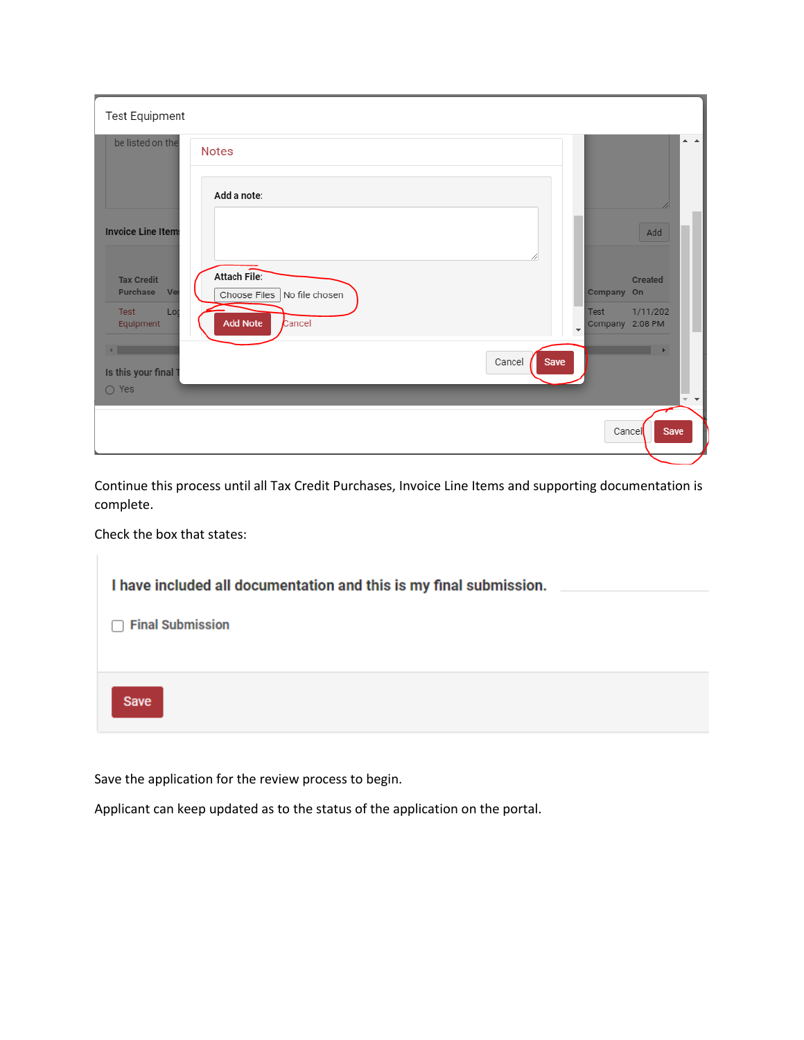Continue this process until all Tax Credit Purchases, Invoice Line Items and supporting documentation is complete.

Check the box that states:

**I have included all documentation and this is my final submission.**

☐ **Final Submission**

**Save**

Save the application for the review process to begin.

Applicant can keep updated as to the status of the application on the portal.